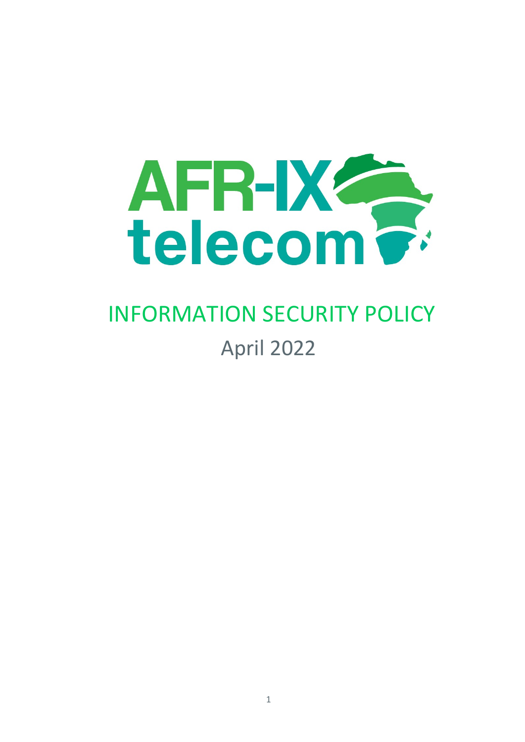AFR-IX telecom

# INFORMATION SECURITY POLICY

April 2022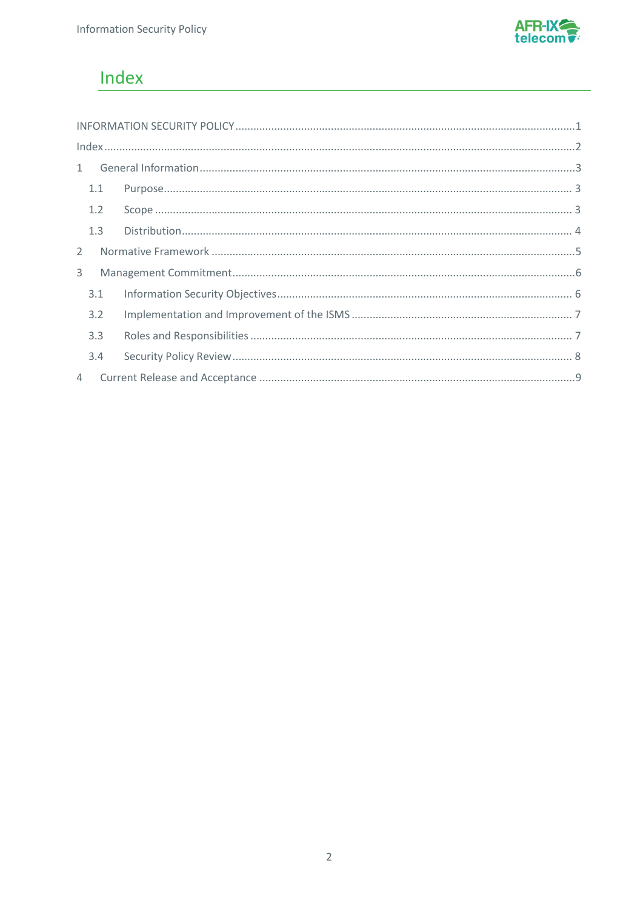# Index

INFORMATION SECURITY POLICY ....................................................................................................1

Index ..........................................................................................................................................2

1 General Information ...............................................................................................................3

1.1 Purpose ............................................................................................................................ 3

1.2 Scope ................................................................................................................................ 3

1.3 Distribution ...................................................................................................................... 4

2 Normative Framework .............................................................................................................5

3 Management Commitment .......................................................................................................6

3.1 Information Security Objectives ........................................................................................ 6

3.2 Implementation and Improvement of the ISMS ................................................................ 7

3.3 Roles and Responsibilities ................................................................................................ 7

3.4 Security Policy Review ...................................................................................................... 8

4 Current Release and Acceptance ............................................................................................9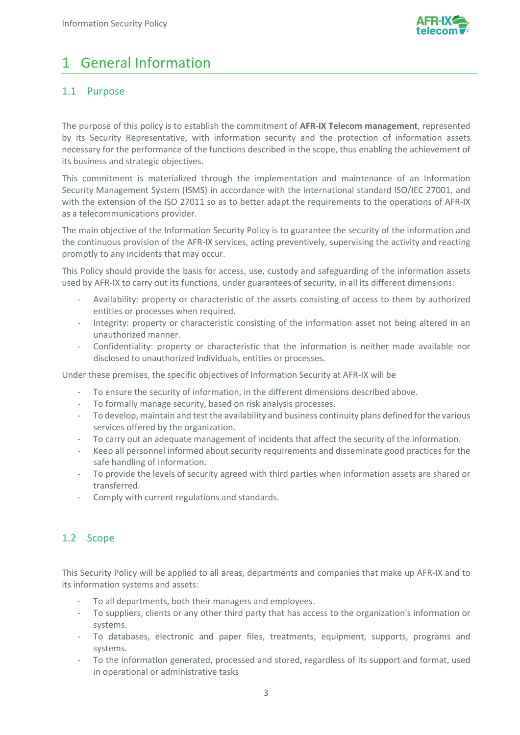# 1 General Information

## 1.1 Purpose

The purpose of this policy is to establish the commitment of **AFR-IX Telecom management**, represented by its Security Representative, with information security and the protection of information assets necessary for the performance of the functions described in the scope, thus enabling the achievement of its business and strategic objectives.

This commitment is materialized through the implementation and maintenance of an Information Security Management System (ISMS) in accordance with the international standard ISO/IEC 27001, and with the extension of the ISO 27011 so as to better adapt the requirements to the operations of AFR-IX as a telecommunications provider.

The main objective of the Information Security Policy is to guarantee the security of the information and the continuous provision of the AFR-IX services, acting preventively, supervising the activity and reacting promptly to any incidents that may occur.

This Policy should provide the basis for access, use, custody and safeguarding of the information assets used by AFR-IX to carry out its functions, under guarantees of security, in all its different dimensions:

- Availability: property or characteristic of the assets consisting of access to them by authorized entities or processes when required.
- Integrity: property or characteristic consisting of the information asset not being altered in an unauthorized manner.
- Confidentiality: property or characteristic that the information is neither made available nor disclosed to unauthorized individuals, entities or processes.

Under these premises, the specific objectives of Information Security at AFR-IX will be

- To ensure the security of information, in the different dimensions described above.
- To formally manage security, based on risk analysis processes.
- To develop, maintain and test the availability and business continuity plans defined for the various services offered by the organization.
- To carry out an adequate management of incidents that affect the security of the information.
- Keep all personnel informed about security requirements and disseminate good practices for the safe handling of information.
- To provide the levels of security agreed with third parties when information assets are shared or transferred.
- Comply with current regulations and standards.

## 1.2 Scope

This Security Policy will be applied to all areas, departments and companies that make up AFR-IX and to its information systems and assets:

- To all departments, both their managers and employees.
- To suppliers, clients or any other third party that has access to the organization's information or systems.
- To databases, electronic and paper files, treatments, equipment, supports, programs and systems.
- To the information generated, processed and stored, regardless of its support and format, used in operational or administrative tasks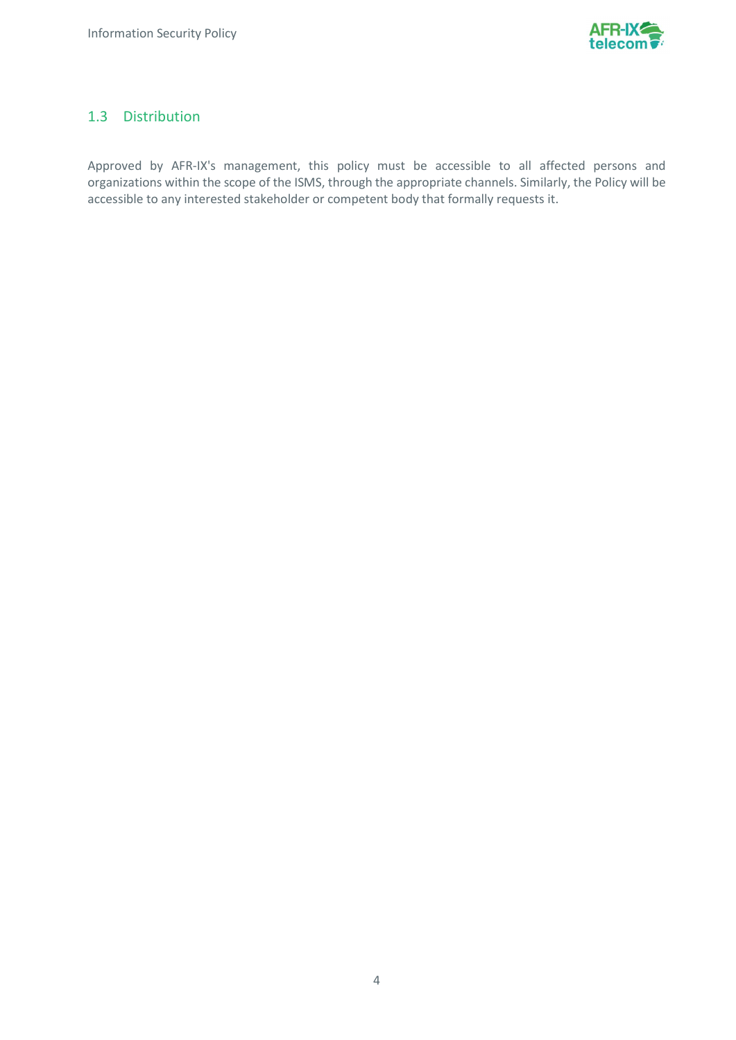## 1.3 Distribution

Approved by AFR-IX's management, this policy must be accessible to all affected persons and organizations within the scope of the ISMS, through the appropriate channels. Similarly, the Policy will be accessible to any interested stakeholder or competent body that formally requests it.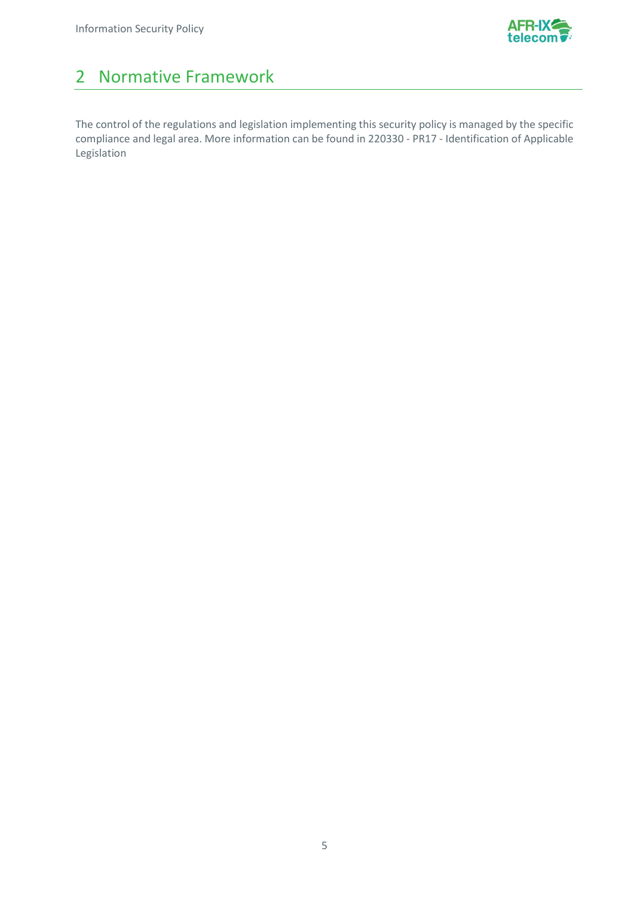# 2 Normative Framework

The control of the regulations and legislation implementing this security policy is managed by the specific compliance and legal area. More information can be found in 220330 - PR17 - Identification of Applicable Legislation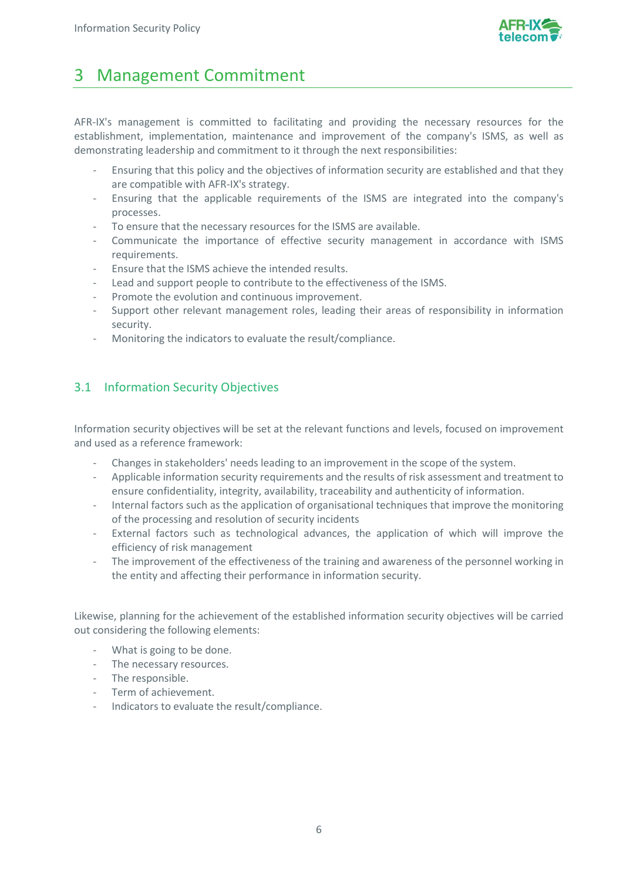# 3 Management Commitment

AFR-IX's management is committed to facilitating and providing the necessary resources for the establishment, implementation, maintenance and improvement of the company's ISMS, as well as demonstrating leadership and commitment to it through the next responsibilities:

- Ensuring that this policy and the objectives of information security are established and that they are compatible with AFR-IX's strategy.
- Ensuring that the applicable requirements of the ISMS are integrated into the company's processes.
- To ensure that the necessary resources for the ISMS are available.
- Communicate the importance of effective security management in accordance with ISMS requirements.
- Ensure that the ISMS achieve the intended results.
- Lead and support people to contribute to the effectiveness of the ISMS.
- Promote the evolution and continuous improvement.
- Support other relevant management roles, leading their areas of responsibility in information security.
- Monitoring the indicators to evaluate the result/compliance.

## 3.1 Information Security Objectives

Information security objectives will be set at the relevant functions and levels, focused on improvement and used as a reference framework:

- Changes in stakeholders' needs leading to an improvement in the scope of the system.
- Applicable information security requirements and the results of risk assessment and treatment to ensure confidentiality, integrity, availability, traceability and authenticity of information.
- Internal factors such as the application of organisational techniques that improve the monitoring of the processing and resolution of security incidents
- External factors such as technological advances, the application of which will improve the efficiency of risk management
- The improvement of the effectiveness of the training and awareness of the personnel working in the entity and affecting their performance in information security.

Likewise, planning for the achievement of the established information security objectives will be carried out considering the following elements:

- What is going to be done.
- The necessary resources.
- The responsible.
- Term of achievement.
- Indicators to evaluate the result/compliance.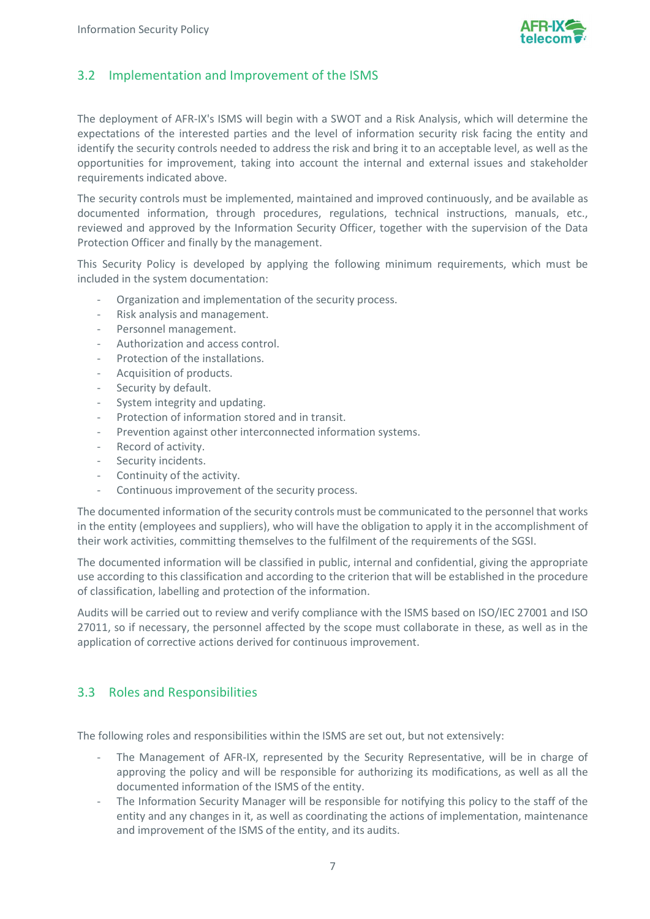## 3.2 Implementation and Improvement of the ISMS

The deployment of AFR-IX's ISMS will begin with a SWOT and a Risk Analysis, which will determine the expectations of the interested parties and the level of information security risk facing the entity and identify the security controls needed to address the risk and bring it to an acceptable level, as well as the opportunities for improvement, taking into account the internal and external issues and stakeholder requirements indicated above.

The security controls must be implemented, maintained and improved continuously, and be available as documented information, through procedures, regulations, technical instructions, manuals, etc., reviewed and approved by the Information Security Officer, together with the supervision of the Data Protection Officer and finally by the management.

This Security Policy is developed by applying the following minimum requirements, which must be included in the system documentation:

- Organization and implementation of the security process.
- Risk analysis and management.
- Personnel management.
- Authorization and access control.
- Protection of the installations.
- Acquisition of products.
- Security by default.
- System integrity and updating.
- Protection of information stored and in transit.
- Prevention against other interconnected information systems.
- Record of activity.
- Security incidents.
- Continuity of the activity.
- Continuous improvement of the security process.

The documented information of the security controls must be communicated to the personnel that works in the entity (employees and suppliers), who will have the obligation to apply it in the accomplishment of their work activities, committing themselves to the fulfilment of the requirements of the SGSI.

The documented information will be classified in public, internal and confidential, giving the appropriate use according to this classification and according to the criterion that will be established in the procedure of classification, labelling and protection of the information.

Audits will be carried out to review and verify compliance with the ISMS based on ISO/IEC 27001 and ISO 27011, so if necessary, the personnel affected by the scope must collaborate in these, as well as in the application of corrective actions derived for continuous improvement.

## 3.3 Roles and Responsibilities

The following roles and responsibilities within the ISMS are set out, but not extensively:

- The Management of AFR-IX, represented by the Security Representative, will be in charge of approving the policy and will be responsible for authorizing its modifications, as well as all the documented information of the ISMS of the entity.
- The Information Security Manager will be responsible for notifying this policy to the staff of the entity and any changes in it, as well as coordinating the actions of implementation, maintenance and improvement of the ISMS of the entity, and its audits.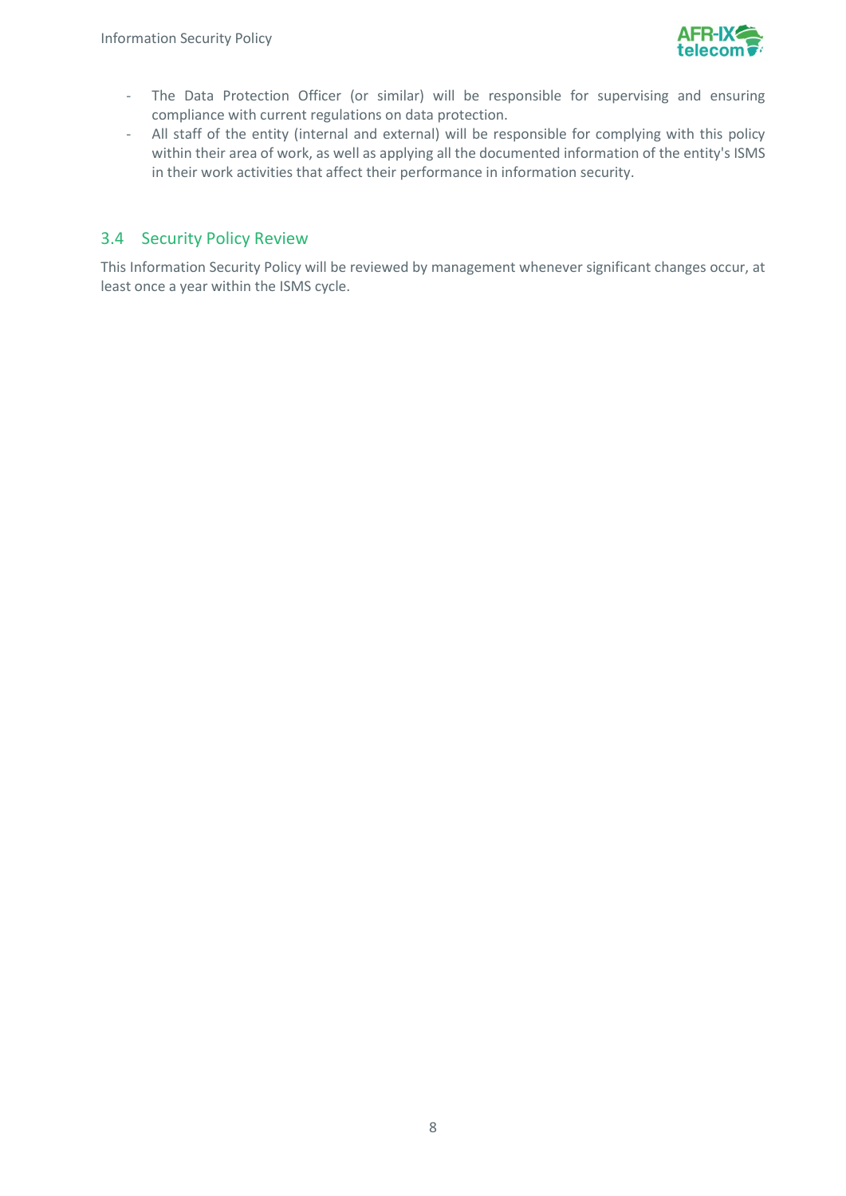- The Data Protection Officer (or similar) will be responsible for supervising and ensuring compliance with current regulations on data protection.
- All staff of the entity (internal and external) will be responsible for complying with this policy within their area of work, as well as applying all the documented information of the entity's ISMS in their work activities that affect their performance in information security.

## 3.4 Security Policy Review

This Information Security Policy will be reviewed by management whenever significant changes occur, at least once a year within the ISMS cycle.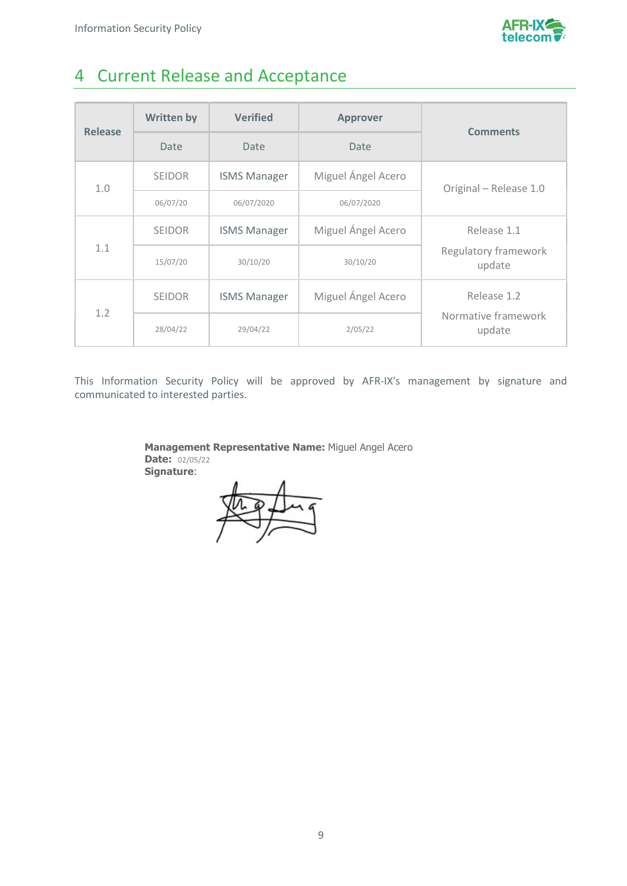# 4 Current Release and Acceptance

| Release | Written by | Verified | Approver | Comments |
|---|---|---|---|---|
| | Date | Date | Date | |
| 1.0 | SEIDOR | ISMS Manager | Miguel Ángel Acero | Original – Release 1.0 |
| | 06/07/20 | 06/07/2020 | 06/07/2020 | |
| 1.1 | SEIDOR | ISMS Manager | Miguel Ángel Acero | Release 1.1 Regulatory framework update |
| | 15/07/20 | 30/10/20 | 30/10/20 | |
| 1.2 | SEIDOR | ISMS Manager | Miguel Ángel Acero | Release 1.2 Normative framework update |
| | 28/04/22 | 29/04/22 | 2/05/22 | |

This Information Security Policy will be approved by AFR-IX's management by signature and communicated to interested parties.

**Management Representative Name:** Miguel Angel Acero
**Date:** 02/05/22
**Signature**: